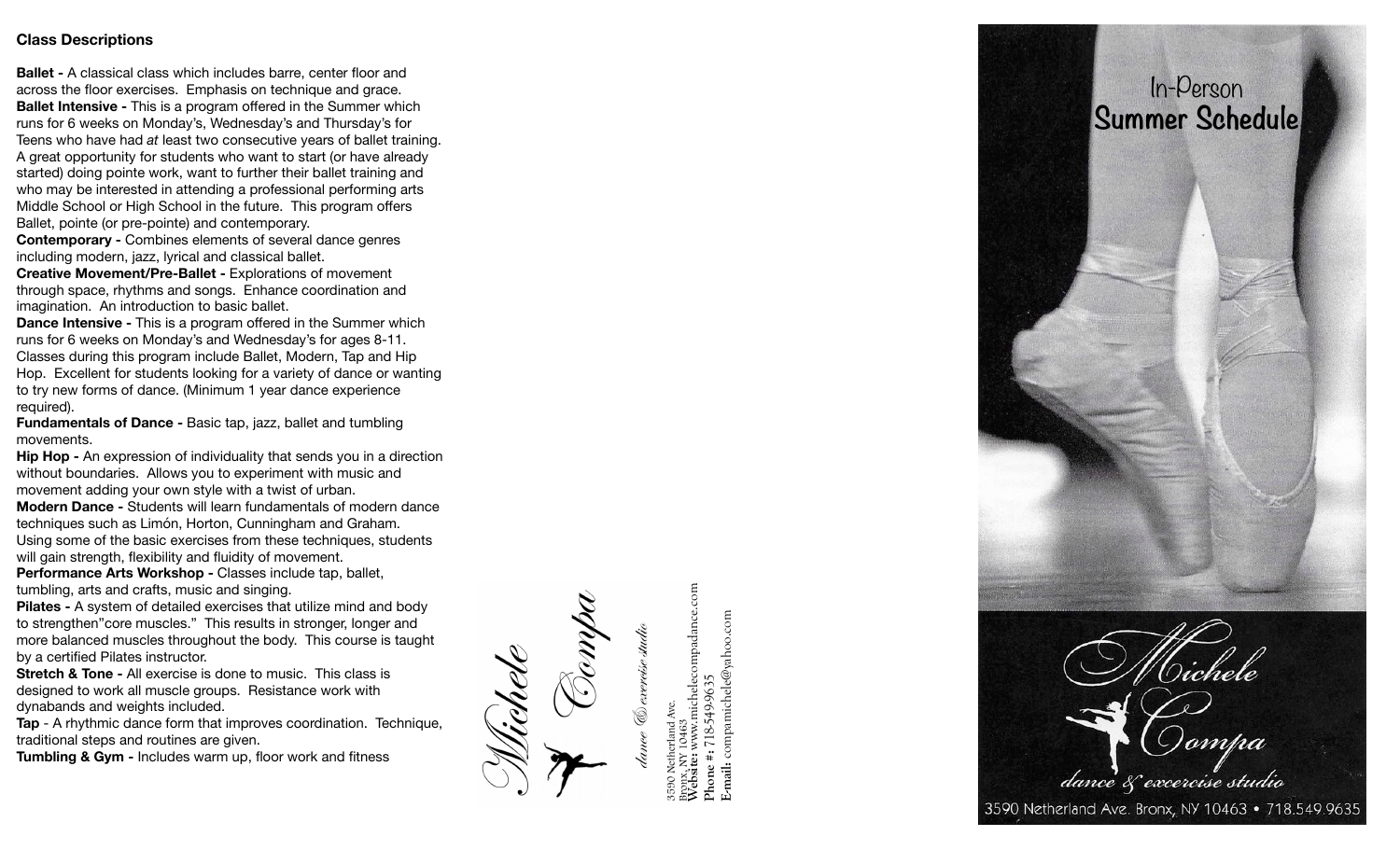## Class Descriptions

**Ballet -** A classical class which includes barre, center floor and across the floor exercises. Emphasis on technique and grace.
**Ballet Intensive -** This is a program offered in the Summer which runs for 6 weeks on Monday's, Wednesday's and Thursday's for Teens who have had *at* least two consecutive years of ballet training. A great opportunity for students who want to start (or have already started) doing pointe work, want to further their ballet training and who may be interested in attending a professional performing arts Middle School or High School in the future. This program offers Ballet, pointe (or pre-pointe) and contemporary.
**Contemporary -** Combines elements of several dance genres including modern, jazz, lyrical and classical ballet.
**Creative Movement/Pre-Ballet -** Explorations of movement through space, rhythms and songs. Enhance coordination and imagination. An introduction to basic ballet.
**Dance Intensive -** This is a program offered in the Summer which runs for 6 weeks on Monday's and Wednesday's for ages 8-11. Classes during this program include Ballet, Modern, Tap and Hip Hop. Excellent for students looking for a variety of dance or wanting to try new forms of dance. (Minimum 1 year dance experience required).
**Fundamentals of Dance -** Basic tap, jazz, ballet and tumbling movements.
**Hip Hop -** An expression of individuality that sends you in a direction without boundaries. Allows you to experiment with music and movement adding your own style with a twist of urban.
**Modern Dance -** Students will learn fundamentals of modern dance techniques such as Limón, Horton, Cunningham and Graham. Using some of the basic exercises from these techniques, students will gain strength, flexibility and fluidity of movement.
**Performance Arts Workshop -** Classes include tap, ballet, tumbling, arts and crafts, music and singing.
**Pilates -** A system of detailed exercises that utilize mind and body to strengthen"core muscles." This results in stronger, longer and more balanced muscles throughout the body. This course is taught by a certified Pilates instructor.
**Stretch & Tone -** All exercise is done to music. This class is designed to work all muscle groups. Resistance work with dynabands and weights included.
**Tap** - A rhythmic dance form that improves coordination. Technique, traditional steps and routines are given.
**Tumbling & Gym -** Includes warm up, floor work and fitness

*Michele Compa*
*dance & exercise studio*

3590 Netherland Ave.
Bronx, NY 10463
**Website:** www.michelecompadance.com
**Phone #:** 718-549-9635
**E-mail:** compamichele@yahoo.com

# In-Person Summer Schedule

*Michele Compa*
*dance & excercise studio*

3590 Netherland Ave. Bronx, NY 10463 • 718.549.9635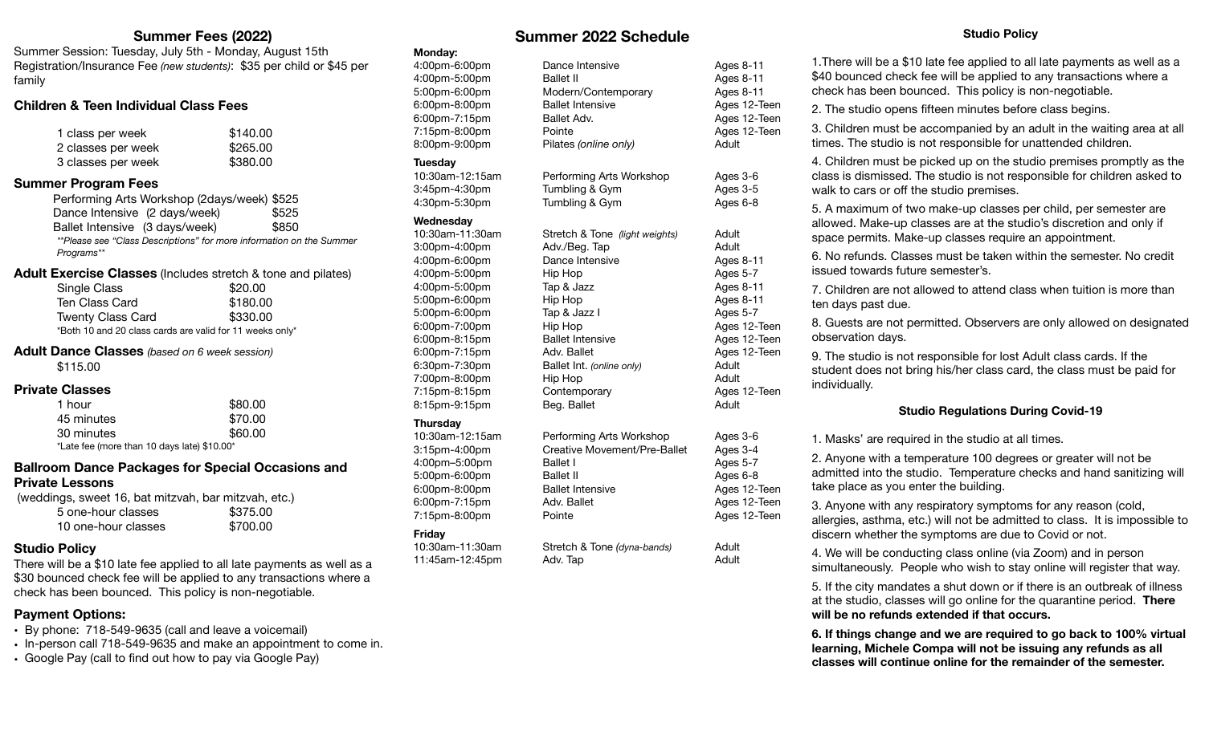## Summer Fees (2022)

Summer Session: Tuesday, July 5th - Monday, August 15th
Registration/Insurance Fee *(new students)*: $35 per child or $45 per family

### Children & Teen Individual Class Fees

| | |
|---|---|
| 1 class per week | $140.00 |
| 2 classes per week | $265.00 |
| 3 classes per week | $380.00 |

### Summer Program Fees

| | |
|---|---|
| Performing Arts Workshop (2days/week) | $525 |
| Dance Intensive (2 days/week) | $525 |
| Ballet Intensive (3 days/week) | $850 |

*\*\*Please see "Class Descriptions" for more information on the Summer Programs\*\**

### Adult Exercise Classes (Includes stretch & tone and pilates)

| | |
|---|---|
| Single Class | $20.00 |
| Ten Class Card | $180.00 |
| Twenty Class Card | $330.00 |

\*Both 10 and 20 class cards are valid for 11 weeks only\*

### Adult Dance Classes *(based on 6 week session)*

$115.00

### Private Classes

| | |
|---|---|
| 1 hour | $80.00 |
| 45 minutes | $70.00 |
| 30 minutes | $60.00 |

\*Late fee (more than 10 days late) $10.00\*

### Ballroom Dance Packages for Special Occasions and Private Lessons

(weddings, sweet 16, bat mitzvah, bar mitzvah, etc.)

| | |
|---|---|
| 5 one-hour classes | $375.00 |
| 10 one-hour classes | $700.00 |

### Studio Policy

There will be a $10 late fee applied to all late payments as well as a $30 bounced check fee will be applied to any transactions where a check has been bounced. This policy is non-negotiable.

### Payment Options:

- By phone: 718-549-9635 (call and leave a voicemail)
- In-person call 718-549-9635 and make an appointment to come in.
- Google Pay (call to find out how to pay via Google Pay)

## Summer 2022 Schedule

**Monday:**

| | | |
|---|---|---|
| 4:00pm-6:00pm | Dance Intensive | Ages 8-11 |
| 4:00pm-5:00pm | Ballet II | Ages 8-11 |
| 5:00pm-6:00pm | Modern/Contemporary | Ages 8-11 |
| 6:00pm-8:00pm | Ballet Intensive | Ages 12-Teen |
| 6:00pm-7:15pm | Ballet Adv. | Ages 12-Teen |
| 7:15pm-8:00pm | Pointe | Ages 12-Teen |
| 8:00pm-9:00pm | Pilates *(online only)* | Adult |

**Tuesday**

| | | |
|---|---|---|
| 10:30am-12:15am | Performing Arts Workshop | Ages 3-6 |
| 3:45pm-4:30pm | Tumbling & Gym | Ages 3-5 |
| 4:30pm-5:30pm | Tumbling & Gym | Ages 6-8 |

**Wednesday**

| | | |
|---|---|---|
| 10:30am-11:30am | Stretch & Tone *(light weights)* | Adult |
| 3:00pm-4:00pm | Adv./Beg. Tap | Adult |
| 4:00pm-6:00pm | Dance Intensive | Ages 8-11 |
| 4:00pm-5:00pm | Hip Hop | Ages 5-7 |
| 4:00pm-5:00pm | Tap & Jazz | Ages 8-11 |
| 5:00pm-6:00pm | Hip Hop | Ages 8-11 |
| 5:00pm-6:00pm | Tap & Jazz I | Ages 5-7 |
| 6:00pm-7:00pm | Hip Hop | Ages 12-Teen |
| 6:00pm-8:15pm | Ballet Intensive | Ages 12-Teen |
| 6:00pm-7:15pm | Adv. Ballet | Ages 12-Teen |
| 6:30pm-7:30pm | Ballet Int. *(online only)* | Adult |
| 7:00pm-8:00pm | Hip Hop | Adult |
| 7:15pm-8:15pm | Contemporary | Ages 12-Teen |
| 8:15pm-9:15pm | Beg. Ballet | Adult |

**Thursday**

| | | |
|---|---|---|
| 10:30am-12:15am | Performing Arts Workshop | Ages 3-6 |
| 3:15pm-4:00pm | Creative Movement/Pre-Ballet | Ages 3-4 |
| 4:00pm–5:00pm | Ballet I | Ages 5-7 |
| 5:00pm-6:00pm | Ballet II | Ages 6-8 |
| 6:00pm-8:00pm | Ballet Intensive | Ages 12-Teen |
| 6:00pm-7:15pm | Adv. Ballet | Ages 12-Teen |
| 7:15pm-8:00pm | Pointe | Ages 12-Teen |

**Friday**

| | | |
|---|---|---|
| 10:30am-11:30am | Stretch & Tone *(dyna-bands)* | Adult |
| 11:45am-12:45pm | Adv. Tap | Adult |

## Studio Policy

1.There will be a $10 late fee applied to all late payments as well as a $40 bounced check fee will be applied to any transactions where a check has been bounced. This policy is non-negotiable.

2. The studio opens fifteen minutes before class begins.

3. Children must be accompanied by an adult in the waiting area at all times. The studio is not responsible for unattended children.

4. Children must be picked up on the studio premises promptly as the class is dismissed. The studio is not responsible for children asked to walk to cars or off the studio premises.

5. A maximum of two make-up classes per child, per semester are allowed. Make-up classes are at the studio's discretion and only if space permits. Make-up classes require an appointment.

6. No refunds. Classes must be taken within the semester. No credit issued towards future semester's.

7. Children are not allowed to attend class when tuition is more than ten days past due.

8. Guests are not permitted. Observers are only allowed on designated observation days.

9. The studio is not responsible for lost Adult class cards. If the student does not bring his/her class card, the class must be paid for individually.

### Studio Regulations During Covid-19

1. Masks' are required in the studio at all times.

2. Anyone with a temperature 100 degrees or greater will not be admitted into the studio. Temperature checks and hand sanitizing will take place as you enter the building.

3. Anyone with any respiratory symptoms for any reason (cold, allergies, asthma, etc.) will not be admitted to class. It is impossible to discern whether the symptoms are due to Covid or not.

4. We will be conducting class online (via Zoom) and in person simultaneously. People who wish to stay online will register that way.

5. If the city mandates a shut down or if there is an outbreak of illness at the studio, classes will go online for the quarantine period. **There will be no refunds extended if that occurs.**

**6. If things change and we are required to go back to 100% virtual learning, Michele Compa will not be issuing any refunds as all classes will continue online for the remainder of the semester.**